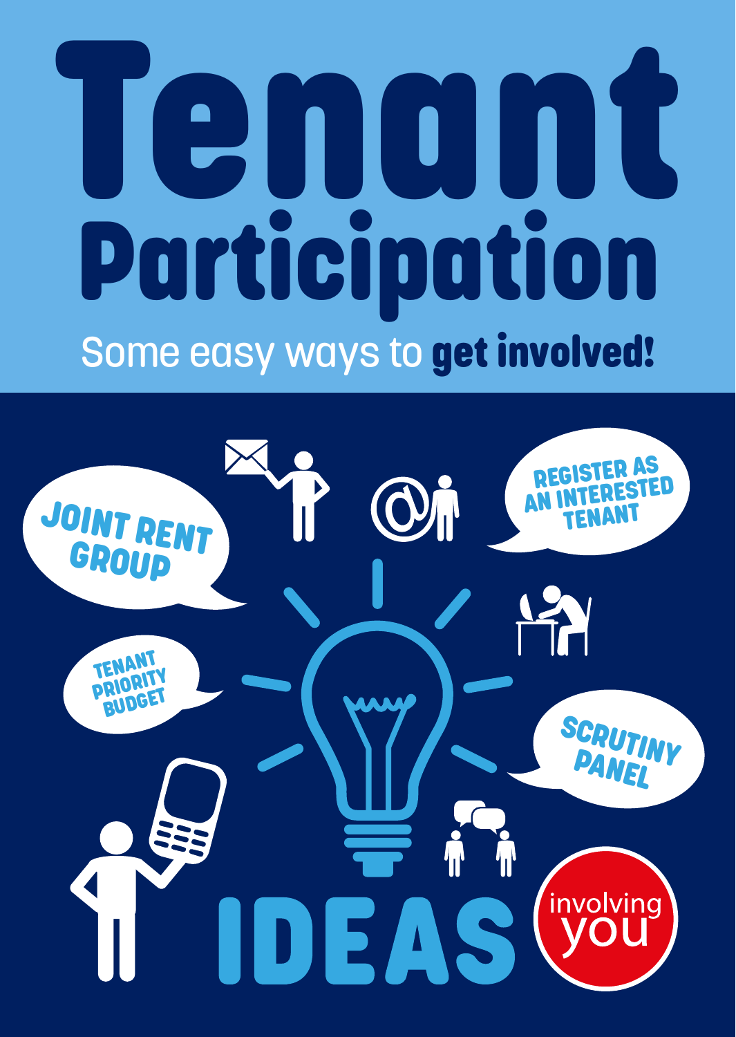# Tenant Participation

Some easy ways to **get involved!**

JOINT RENT GROUP

REGISTER AS AN INTERESTED TENANT

TENANT PRIORITY BUDGET

SCRUTINY PANEL

IDEAS

involving you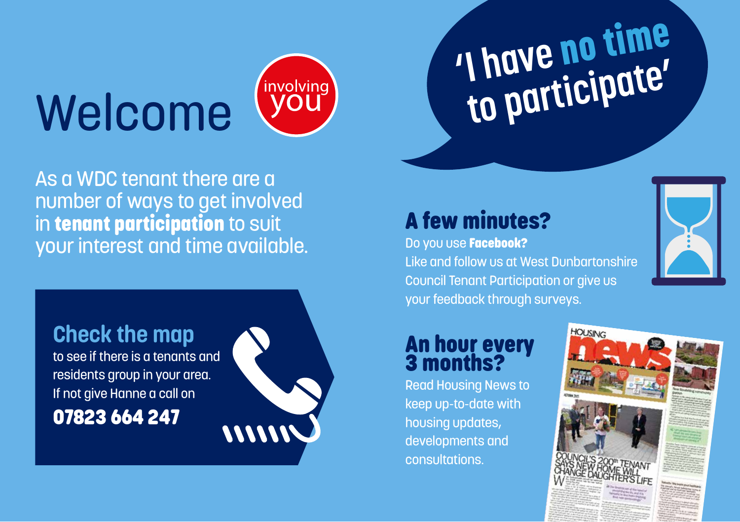# Welcome

involving you

As a WDC tenant there are a number of ways to get involved in **tenant participation** to suit your interest and time available.

## Check the map

to see if there is a tenants and residents group in your area. If not give Hanne a call on

**07823 664 247**

## 'I have no time to participate'

### A few minutes?

Do you use **Facebook?**

Like and follow us at West Dunbartonshire Council Tenant Participation or give us your feedback through surveys.

### An hour every 3 months?

Read Housing News to keep up-to-date with housing updates, developments and consultations.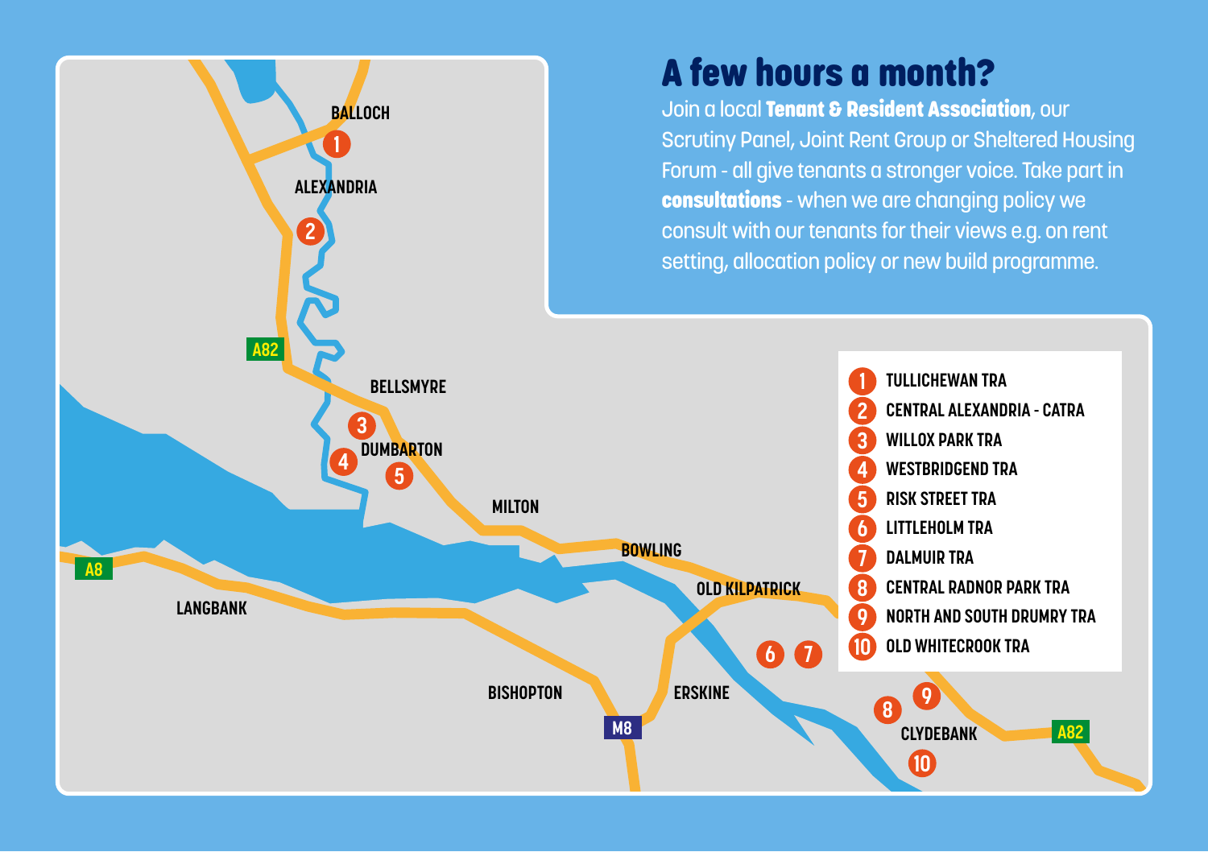## A few hours a month?

Join a local **Tenant & Resident Association**, our Scrutiny Panel, Joint Rent Group or Sheltered Housing Forum - all give tenants a stronger voice. Take part in **consultations** - when we are changing policy we consult with our tenants for their views e.g. on rent setting, allocation policy or new build programme.

BALLOCH

ALEXANDRIA

A82

BELLSMYRE

DUMBARTON

MILTON

BOWLING

OLD KILPATRICK

A8

LANGBANK

BISHOPTON

M8

ERSKINE

CLYDEBANK

A82

1. TULLICHEWAN TRA
2. CENTRAL ALEXANDRIA - CATRA
3. WILLOX PARK TRA
4. WESTBRIDGEND TRA
5. RISK STREET TRA
6. LITTLEHOLM TRA
7. DALMUIR TRA
8. CENTRAL RADNOR PARK TRA
9. NORTH AND SOUTH DRUMRY TRA
10. OLD WHITECROOK TRA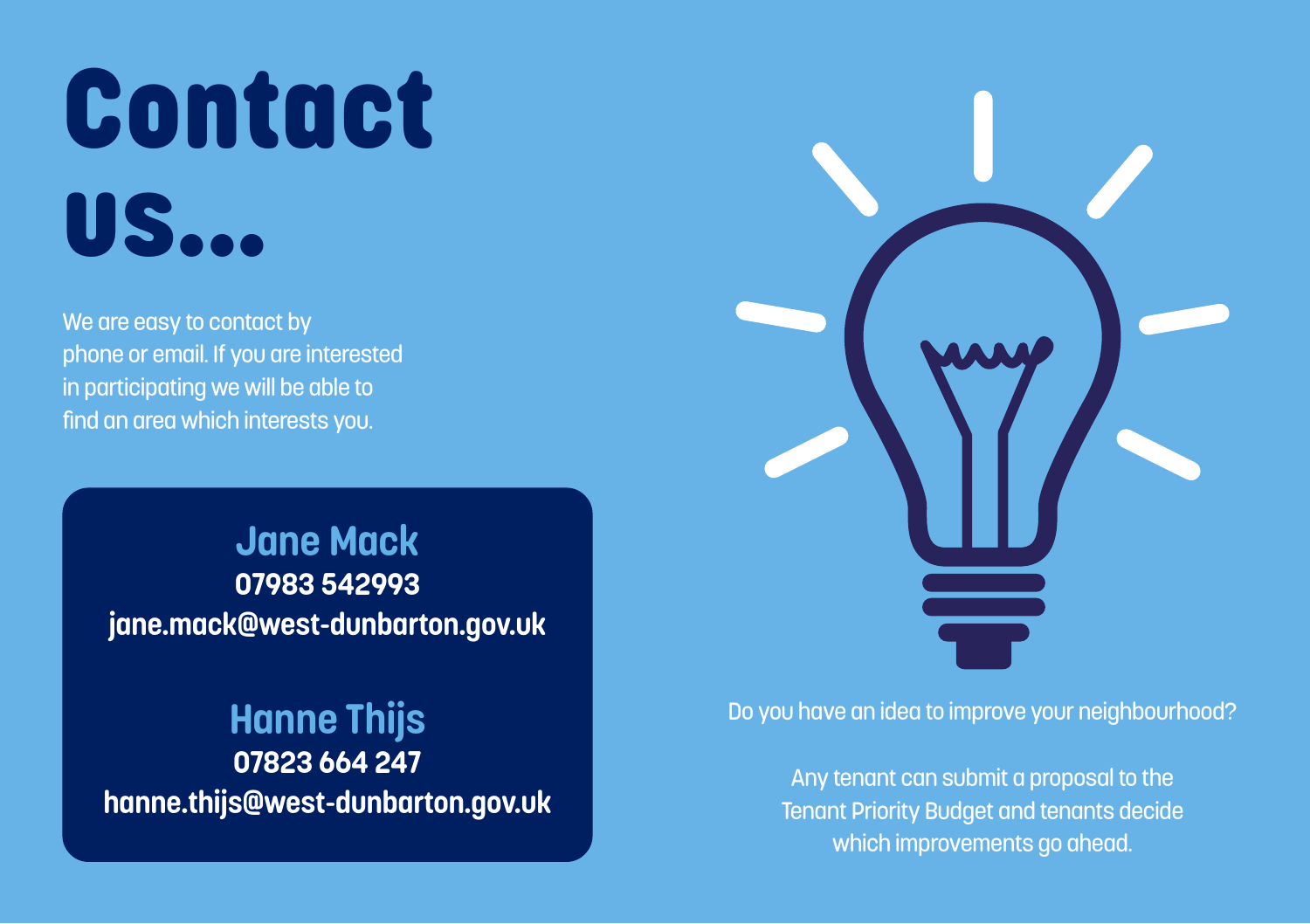# Contact us...

We are easy to contact by phone or email. If you are interested in participating we will be able to find an area which interests you.

**Jane Mack**
**07983 542993**
**jane.mack@west-dunbarton.gov.uk**

**Hanne Thijs**
**07823 664 247**
**hanne.thijs@west-dunbarton.gov.uk**

Do you have an idea to improve your neighbourhood?

Any tenant can submit a proposal to the Tenant Priority Budget and tenants decide which improvements go ahead.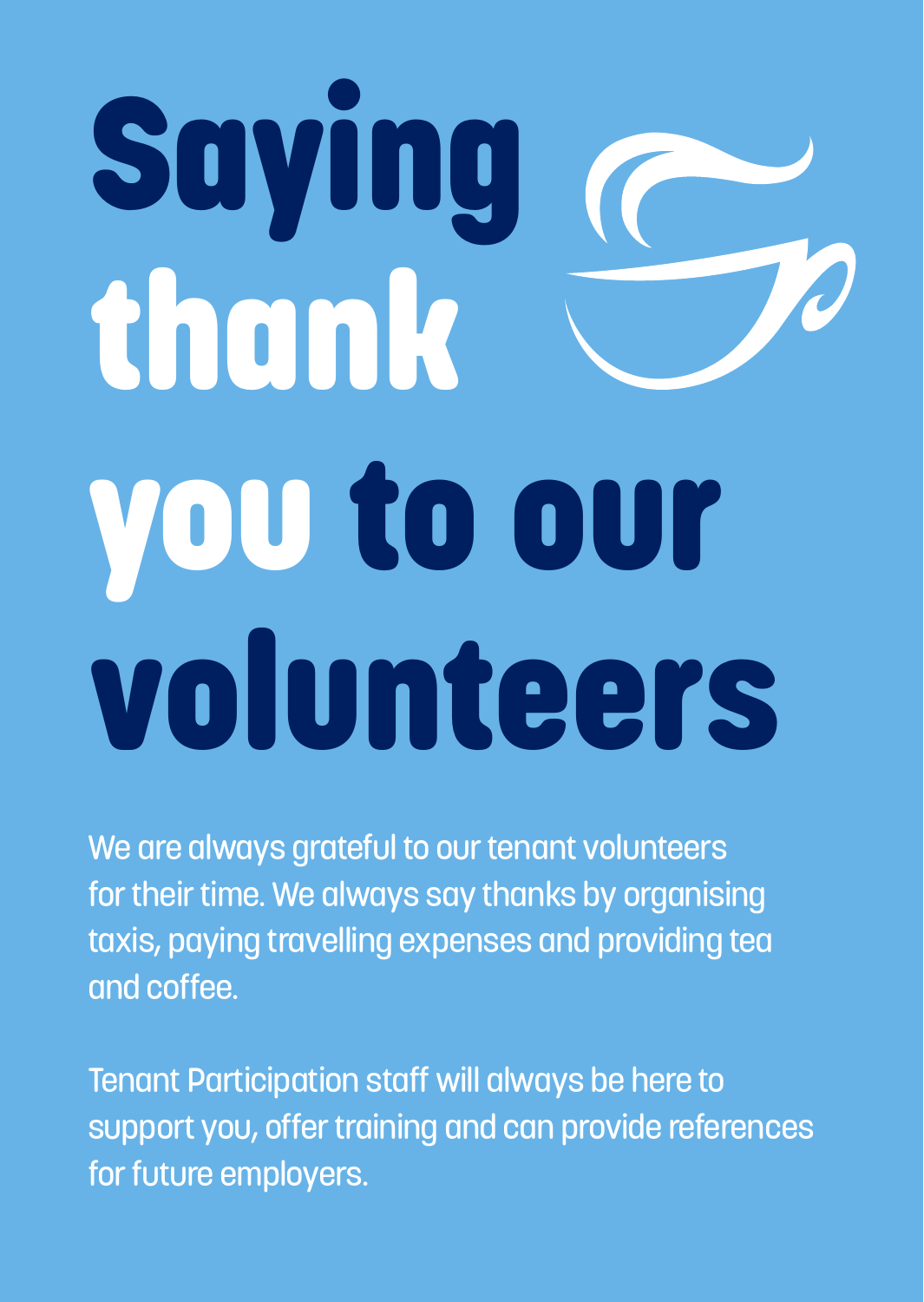# Saying thank you to our volunteers

We are always grateful to our tenant volunteers for their time. We always say thanks by organising taxis, paying travelling expenses and providing tea and coffee.

Tenant Participation staff will always be here to support you, offer training and can provide references for future employers.